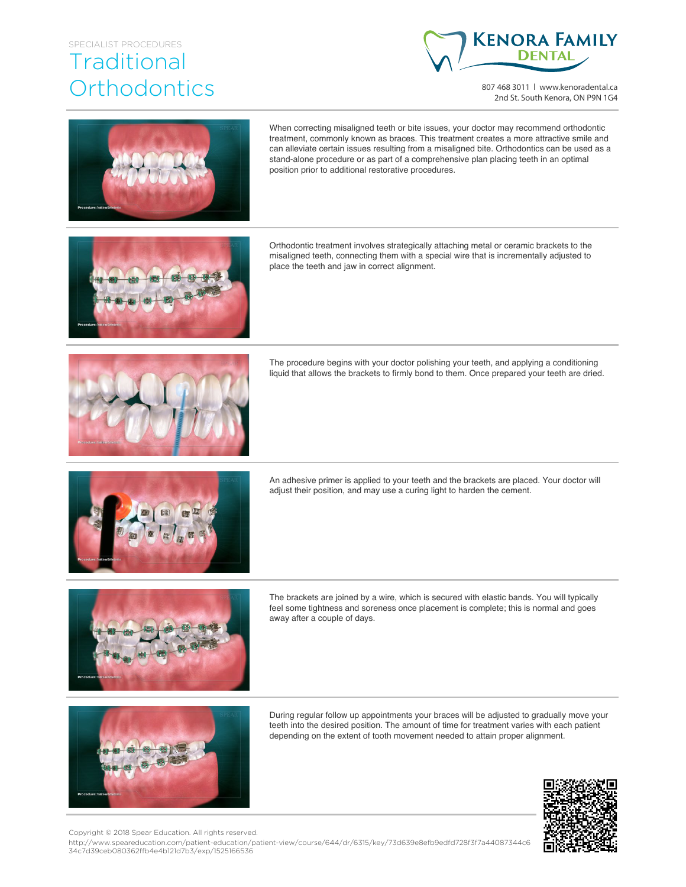SPECIALIST PROCEDURES

# Traditional Orthodontics

**KENORA FAMILY DENTAL**

807 468 3011 | www.kenoradental.ca
2nd St. South Kenora, ON P9N 1G4

When correcting misaligned teeth or bite issues, your doctor may recommend orthodontic treatment, commonly known as braces. This treatment creates a more attractive smile and can alleviate certain issues resulting from a misaligned bite. Orthodontics can be used as a stand-alone procedure or as part of a comprehensive plan placing teeth in an optimal position prior to additional restorative procedures.

Orthodontic treatment involves strategically attaching metal or ceramic brackets to the misaligned teeth, connecting them with a special wire that is incrementally adjusted to place the teeth and jaw in correct alignment.

The procedure begins with your doctor polishing your teeth, and applying a conditioning liquid that allows the brackets to firmly bond to them. Once prepared your teeth are dried.

An adhesive primer is applied to your teeth and the brackets are placed. Your doctor will adjust their position, and may use a curing light to harden the cement.

The brackets are joined by a wire, which is secured with elastic bands. You will typically feel some tightness and soreness once placement is complete; this is normal and goes away after a couple of days.

During regular follow up appointments your braces will be adjusted to gradually move your teeth into the desired position. The amount of time for treatment varies with each patient depending on the extent of tooth movement needed to attain proper alignment.

Copyright © 2018 Spear Education. All rights reserved.
http://www.speareducation.com/patient-education/patient-view/course/644/dr/6315/key/73d639e8efb9edfd728f3f7a44087344c634c7d39ceb080362ffb4e4b121d7b3/exp/1525166536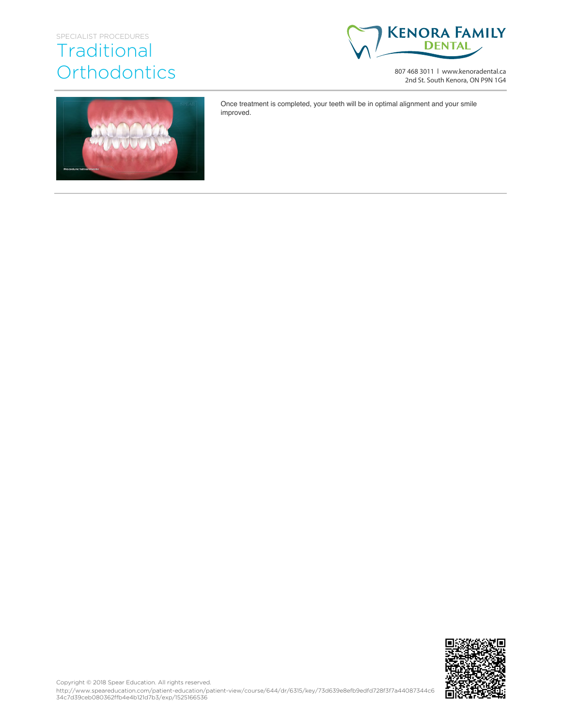SPECIALIST PROCEDURES

# Traditional Orthodontics

KENORA FAMILY DENTAL

807 468 3011 | www.kenoradental.ca
2nd St. South Kenora, ON P9N 1G4

Once treatment is completed, your teeth will be in optimal alignment and your smile improved.

Copyright © 2018 Spear Education. All rights reserved.
http://www.speareducation.com/patient-education/patient-view/course/644/dr/6315/key/73d639e8efb9edfd728f3f7a44087344c634c7d39ceb080362ffb4e4b121d7b3/exp/1525166536